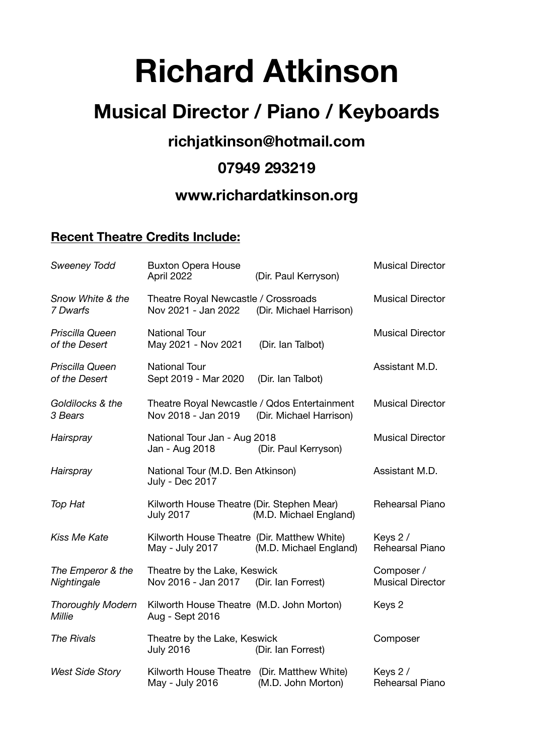# Richard Atkinson

## Musical Director / Piano / Keyboards

### richjatkinson@hotmail.com

### 07949 293219

### www.richardatkinson.org

**Recent Theatre Credits Include:**

| | | |
|---|---|---|
| *Sweeney Todd* | Buxton Opera House<br>April 2022 (Dir. Paul Kerryson) | Musical Director |
| *Snow White & the 7 Dwarfs* | Theatre Royal Newcastle / Crossroads<br>Nov 2021 - Jan 2022 (Dir. Michael Harrison) | Musical Director |
| *Priscilla Queen of the Desert* | National Tour<br>May 2021 - Nov 2021 (Dir. Ian Talbot) | Musical Director |
| *Priscilla Queen of the Desert* | National Tour<br>Sept 2019 - Mar 2020 (Dir. Ian Talbot) | Assistant M.D. |
| *Goldilocks & the 3 Bears* | Theatre Royal Newcastle / Qdos Entertainment<br>Nov 2018 - Jan 2019 (Dir. Michael Harrison) | Musical Director |
| *Hairspray* | National Tour Jan - Aug 2018<br>Jan - Aug 2018 (Dir. Paul Kerryson) | Musical Director |
| *Hairspray* | National Tour (M.D. Ben Atkinson)<br>July - Dec 2017 | Assistant M.D. |
| *Top Hat* | Kilworth House Theatre (Dir. Stephen Mear)<br>July 2017 (M.D. Michael England) | Rehearsal Piano |
| *Kiss Me Kate* | Kilworth House Theatre (Dir. Matthew White)<br>May - July 2017 (M.D. Michael England) | Keys 2 / Rehearsal Piano |
| *The Emperor & the Nightingale* | Theatre by the Lake, Keswick<br>Nov 2016 - Jan 2017 (Dir. Ian Forrest) | Composer / Musical Director |
| *Thoroughly Modern Millie* | Kilworth House Theatre (M.D. John Morton)<br>Aug - Sept 2016 | Keys 2 |
| *The Rivals* | Theatre by the Lake, Keswick<br>July 2016 (Dir. Ian Forrest) | Composer |
| *West Side Story* | Kilworth House Theatre (Dir. Matthew White)<br>May - July 2016 (M.D. John Morton) | Keys 2 / Rehearsal Piano |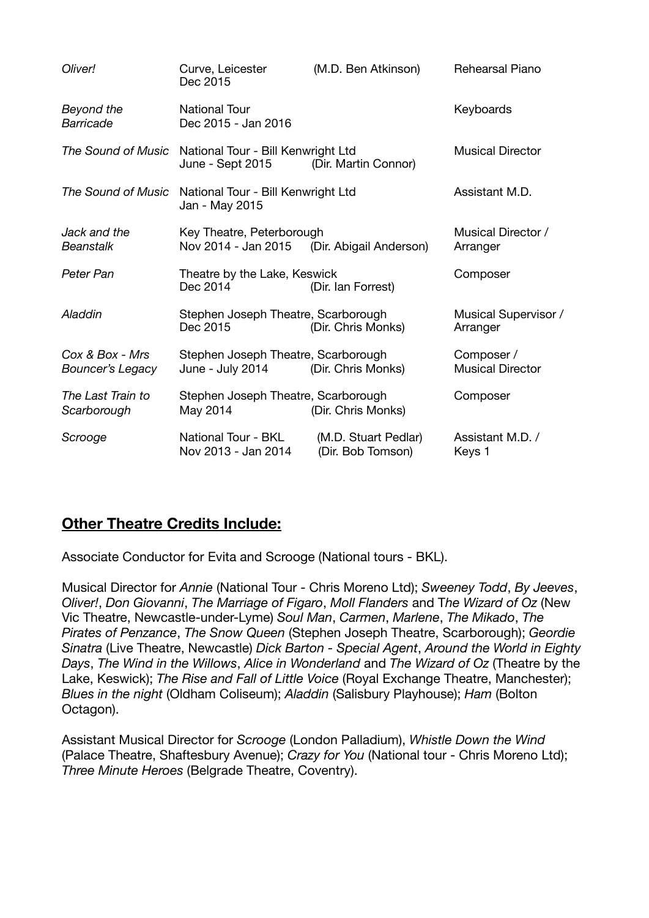| | | | |
|---|---|---|---|
| *Oliver!* | Curve, Leicester<br>Dec 2015 | (M.D. Ben Atkinson) | Rehearsal Piano |
| *Beyond the Barricade* | National Tour<br>Dec 2015 - Jan 2016 | | Keyboards |
| *The Sound of Music* | National Tour - Bill Kenwright Ltd<br>June - Sept 2015 | (Dir. Martin Connor) | Musical Director |
| *The Sound of Music* | National Tour - Bill Kenwright Ltd<br>Jan - May 2015 | | Assistant M.D. |
| *Jack and the Beanstalk* | Key Theatre, Peterborough<br>Nov 2014 - Jan 2015 | (Dir. Abigail Anderson) | Musical Director / Arranger |
| *Peter Pan* | Theatre by the Lake, Keswick<br>Dec 2014 | (Dir. Ian Forrest) | Composer |
| *Aladdin* | Stephen Joseph Theatre, Scarborough<br>Dec 2015 | (Dir. Chris Monks) | Musical Supervisor / Arranger |
| *Cox & Box - Mrs Bouncer's Legacy* | Stephen Joseph Theatre, Scarborough<br>June - July 2014 | (Dir. Chris Monks) | Composer / Musical Director |
| *The Last Train to Scarborough* | Stephen Joseph Theatre, Scarborough<br>May 2014 | (Dir. Chris Monks) | Composer |
| *Scrooge* | National Tour - BKL<br>Nov 2013 - Jan 2014 | (M.D. Stuart Pedlar)<br>(Dir. Bob Tomson) | Assistant M.D. / Keys 1 |

## **Other Theatre Credits Include:**

Associate Conductor for Evita and Scrooge (National tours - BKL).

Musical Director for *Annie* (National Tour - Chris Moreno Ltd); *Sweeney Todd*, *By Jeeves*, *Oliver!*, *Don Giovanni*, *The Marriage of Figaro*, *Moll Flanders* and *The Wizard of Oz* (New Vic Theatre, Newcastle-under-Lyme) *Soul Man*, *Carmen*, *Marlene*, *The Mikado*, *The Pirates of Penzance*, *The Snow Queen* (Stephen Joseph Theatre, Scarborough); *Geordie Sinatra* (Live Theatre, Newcastle) *Dick Barton - Special Agent*, *Around the World in Eighty Days*, *The Wind in the Willows*, *Alice in Wonderland* and *The Wizard of Oz* (Theatre by the Lake, Keswick); *The Rise and Fall of Little Voice* (Royal Exchange Theatre, Manchester); *Blues in the night* (Oldham Coliseum); *Aladdin* (Salisbury Playhouse); *Ham* (Bolton Octagon).

Assistant Musical Director for *Scrooge* (London Palladium), *Whistle Down the Wind* (Palace Theatre, Shaftesbury Avenue); *Crazy for You* (National tour - Chris Moreno Ltd); *Three Minute Heroes* (Belgrade Theatre, Coventry).